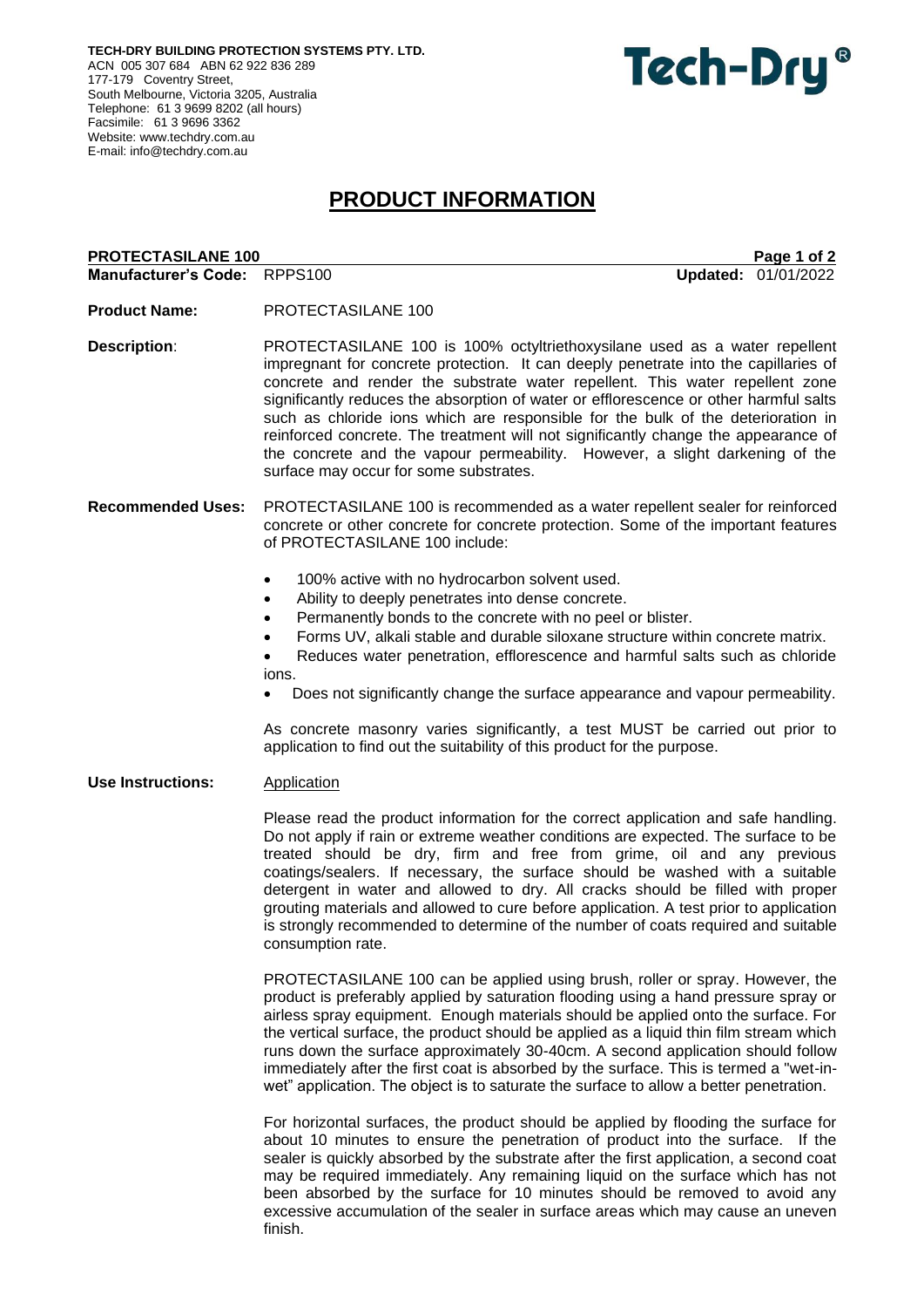**TECH-DRY BUILDING PROTECTION SYSTEMS PTY. LTD.**
ACN 005 307 684 ABN 62 922 836 289
177-179 Coventry Street,
South Melbourne, Victoria 3205, Australia
Telephone: 61 3 9699 8202 (all hours)
Facsimile: 61 3 9696 3362
Website: www.techdry.com.au
E-mail: info@techdry.com.au

**Tech-Dry®**

# PRODUCT INFORMATION

**PROTECTASILANE 100**

**Manufacturer's Code:** RPPS100 **Updated:** 01/01/2022

**Product Name:** PROTECTASILANE 100

**Description:** PROTECTASILANE 100 is 100% octyltriethoxysilane used as a water repellent impregnant for concrete protection. It can deeply penetrate into the capillaries of concrete and render the substrate water repellent. This water repellent zone significantly reduces the absorption of water or efflorescence or other harmful salts such as chloride ions which are responsible for the bulk of the deterioration in reinforced concrete. The treatment will not significantly change the appearance of the concrete and the vapour permeability. However, a slight darkening of the surface may occur for some substrates.

**Recommended Uses:** PROTECTASILANE 100 is recommended as a water repellent sealer for reinforced concrete or other concrete for concrete protection. Some of the important features of PROTECTASILANE 100 include:

- 100% active with no hydrocarbon solvent used.
- Ability to deeply penetrates into dense concrete.
- Permanently bonds to the concrete with no peel or blister.
- Forms UV, alkali stable and durable siloxane structure within concrete matrix.
- Reduces water penetration, efflorescence and harmful salts such as chloride ions.
- Does not significantly change the surface appearance and vapour permeability.

As concrete masonry varies significantly, a test MUST be carried out prior to application to find out the suitability of this product for the purpose.

**Use Instructions:** Application

Please read the product information for the correct application and safe handling. Do not apply if rain or extreme weather conditions are expected. The surface to be treated should be dry, firm and free from grime, oil and any previous coatings/sealers. If necessary, the surface should be washed with a suitable detergent in water and allowed to dry. All cracks should be filled with proper grouting materials and allowed to cure before application. A test prior to application is strongly recommended to determine of the number of coats required and suitable consumption rate.

PROTECTASILANE 100 can be applied using brush, roller or spray. However, the product is preferably applied by saturation flooding using a hand pressure spray or airless spray equipment. Enough materials should be applied onto the surface. For the vertical surface, the product should be applied as a liquid thin film stream which runs down the surface approximately 30-40cm. A second application should follow immediately after the first coat is absorbed by the surface. This is termed a "wet-in-wet" application. The object is to saturate the surface to allow a better penetration.

For horizontal surfaces, the product should be applied by flooding the surface for about 10 minutes to ensure the penetration of product into the surface. If the sealer is quickly absorbed by the substrate after the first application, a second coat may be required immediately. Any remaining liquid on the surface which has not been absorbed by the surface for 10 minutes should be removed to avoid any excessive accumulation of the sealer in surface areas which may cause an uneven finish.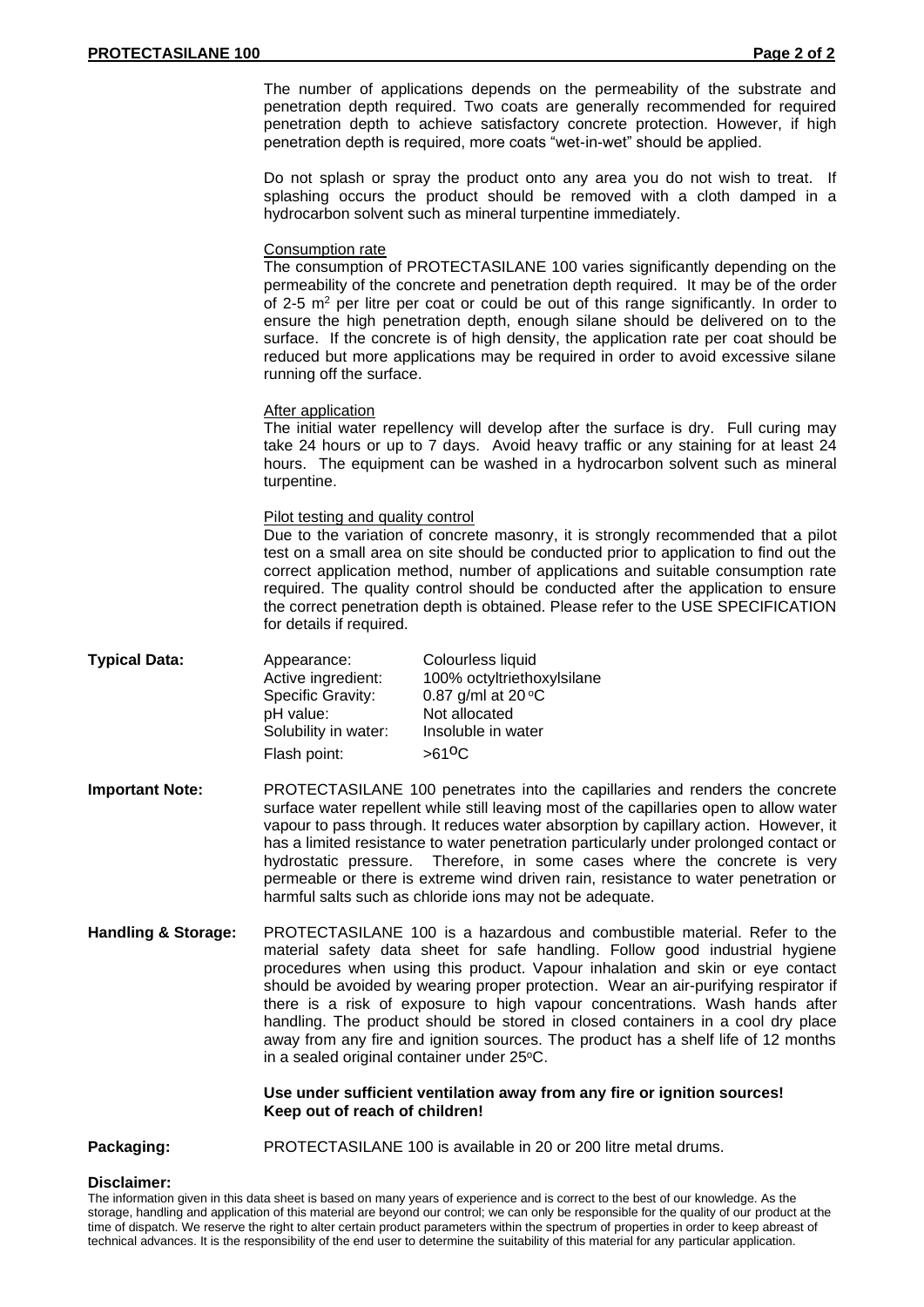The number of applications depends on the permeability of the substrate and penetration depth required. Two coats are generally recommended for required penetration depth to achieve satisfactory concrete protection. However, if high penetration depth is required, more coats "wet-in-wet" should be applied.

Do not splash or spray the product onto any area you do not wish to treat. If splashing occurs the product should be removed with a cloth damped in a hydrocarbon solvent such as mineral turpentine immediately.

Consumption rate

The consumption of PROTECTASILANE 100 varies significantly depending on the permeability of the concrete and penetration depth required. It may be of the order of 2-5 $m^2$ per litre per coat or could be out of this range significantly. In order to ensure the high penetration depth, enough silane should be delivered on to the surface. If the concrete is of high density, the application rate per coat should be reduced but more applications may be required in order to avoid excessive silane running off the surface.

After application

The initial water repellency will develop after the surface is dry. Full curing may take 24 hours or up to 7 days. Avoid heavy traffic or any staining for at least 24 hours. The equipment can be washed in a hydrocarbon solvent such as mineral turpentine.

Pilot testing and quality control

Due to the variation of concrete masonry, it is strongly recommended that a pilot test on a small area on site should be conducted prior to application to find out the correct application method, number of applications and suitable consumption rate required. The quality control should be conducted after the application to ensure the correct penetration depth is obtained. Please refer to the USE SPECIFICATION for details if required.

**Typical Data:**

| | |
|---|---|
| Appearance: | Colourless liquid |
| Active ingredient: | 100% octyltriethoxylsilane |
| Specific Gravity: | 0.87 g/ml at 20 °C |
| pH value: | Not allocated |
| Solubility in water: | Insoluble in water |
| Flash point: | >61°C |

**Important Note:** PROTECTASILANE 100 penetrates into the capillaries and renders the concrete surface water repellent while still leaving most of the capillaries open to allow water vapour to pass through. It reduces water absorption by capillary action. However, it has a limited resistance to water penetration particularly under prolonged contact or hydrostatic pressure. Therefore, in some cases where the concrete is very permeable or there is extreme wind driven rain, resistance to water penetration or harmful salts such as chloride ions may not be adequate.

**Handling & Storage:** PROTECTASILANE 100 is a hazardous and combustible material. Refer to the material safety data sheet for safe handling. Follow good industrial hygiene procedures when using this product. Vapour inhalation and skin or eye contact should be avoided by wearing proper protection. Wear an air-purifying respirator if there is a risk of exposure to high vapour concentrations. Wash hands after handling. The product should be stored in closed containers in a cool dry place away from any fire and ignition sources. The product has a shelf life of 12 months in a sealed original container under 25°C.

**Use under sufficient ventilation away from any fire or ignition sources!**
**Keep out of reach of children!**

**Packaging:** PROTECTASILANE 100 is available in 20 or 200 litre metal drums.

**Disclaimer:**

The information given in this data sheet is based on many years of experience and is correct to the best of our knowledge. As the storage, handling and application of this material are beyond our control; we can only be responsible for the quality of our product at the time of dispatch. We reserve the right to alter certain product parameters within the spectrum of properties in order to keep abreast of technical advances. It is the responsibility of the end user to determine the suitability of this material for any particular application.